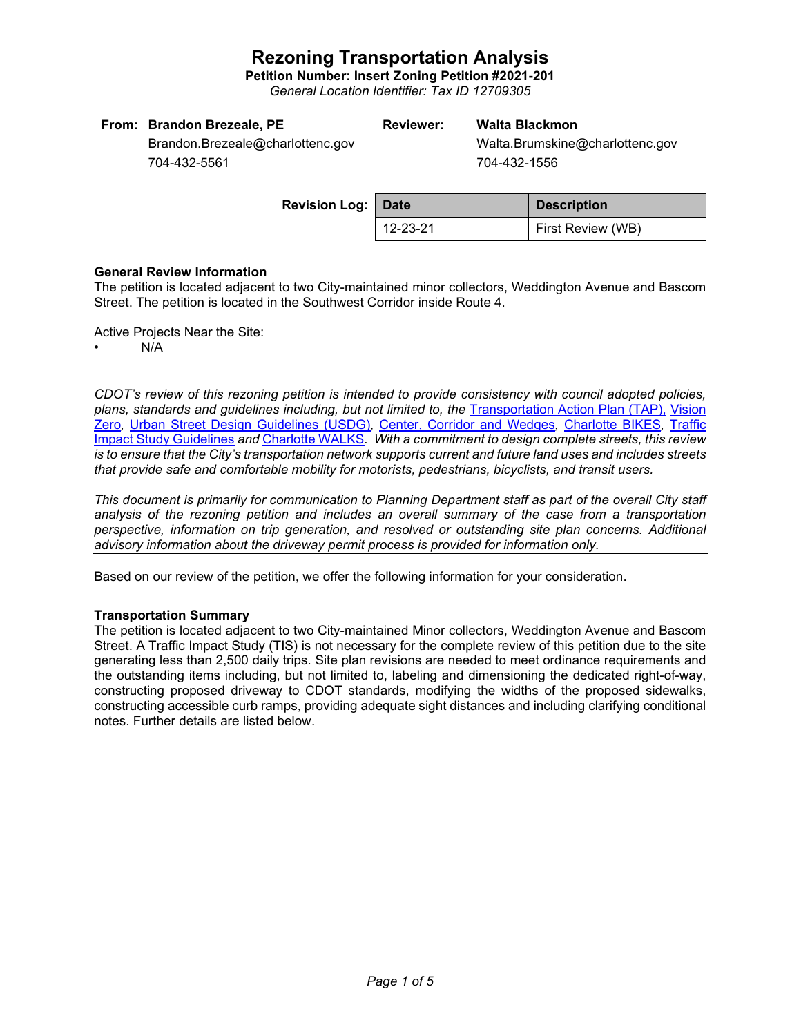# Rezoning Transportation Analysis

**Petition Number: Insert Zoning Petition #2021-201**

*General Location Identifier: Tax ID 12709305*

| **From:** | **Brandon Brezeale, PE** | **Reviewer:** | **Walta Blackmon** |
|---|---|---|---|
| | Brandon.Brezeale@charlottenc.gov | | Walta.Brumskine@charlottenc.gov |
| | 704-432-5561 | | 704-432-1556 |

**Revision Log:**

| Date | Description |
|---|---|
| 12-23-21 | First Review (WB) |

**General Review Information**

The petition is located adjacent to two City-maintained minor collectors, Weddington Avenue and Bascom Street. The petition is located in the Southwest Corridor inside Route 4.

Active Projects Near the Site:

- N/A

---

*CDOT's review of this rezoning petition is intended to provide consistency with council adopted policies, plans, standards and guidelines including, but not limited to, the* Transportation Action Plan (TAP), Vision Zero*,* Urban Street Design Guidelines (USDG)*,* Center, Corridor and Wedges*,* Charlotte BIKES*,* Traffic Impact Study Guidelines *and* Charlotte WALKS*. With a commitment to design complete streets, this review is to ensure that the City's transportation network supports current and future land uses and includes streets that provide safe and comfortable mobility for motorists, pedestrians, bicyclists, and transit users.*

*This document is primarily for communication to Planning Department staff as part of the overall City staff analysis of the rezoning petition and includes an overall summary of the case from a transportation perspective, information on trip generation, and resolved or outstanding site plan concerns. Additional advisory information about the driveway permit process is provided for information only.*

---

Based on our review of the petition, we offer the following information for your consideration.

**Transportation Summary**

The petition is located adjacent to two City-maintained Minor collectors, Weddington Avenue and Bascom Street. A Traffic Impact Study (TIS) is not necessary for the complete review of this petition due to the site generating less than 2,500 daily trips. Site plan revisions are needed to meet ordinance requirements and the outstanding items including, but not limited to, labeling and dimensioning the dedicated right-of-way, constructing proposed driveway to CDOT standards, modifying the widths of the proposed sidewalks, constructing accessible curb ramps, providing adequate sight distances and including clarifying conditional notes. Further details are listed below.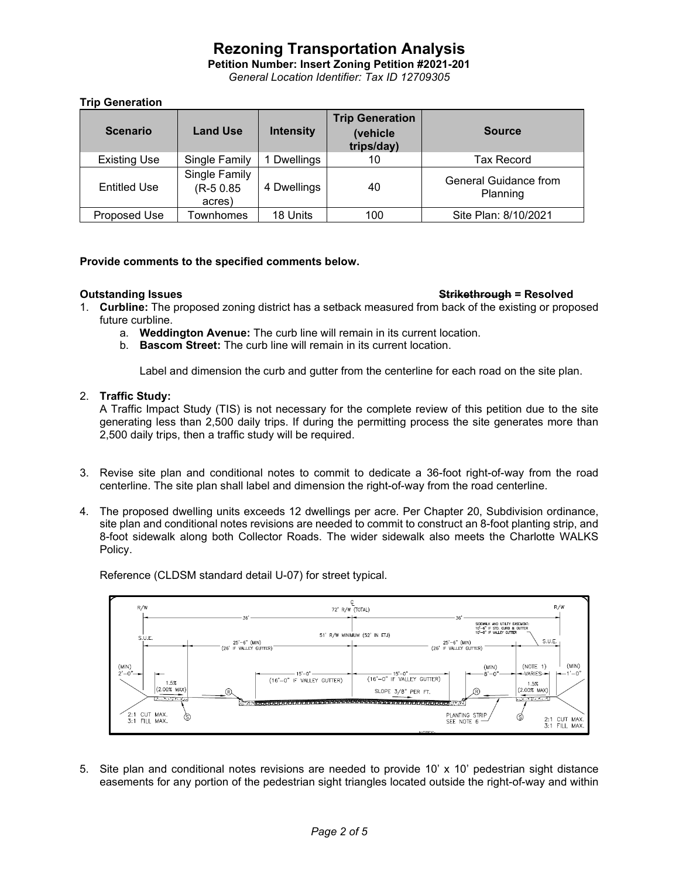# Rezoning Transportation Analysis

**Petition Number: Insert Zoning Petition #2021-201**

*General Location Identifier: Tax ID 12709305*

**Trip Generation**

| Scenario | Land Use | Intensity | Trip Generation (vehicle trips/day) | Source |
|---|---|---|---|---|
| Existing Use | Single Family | 1 Dwellings | 10 | Tax Record |
| Entitled Use | Single Family (R-5 0.85 acres) | 4 Dwellings | 40 | General Guidance from Planning |
| Proposed Use | Townhomes | 18 Units | 100 | Site Plan: 8/10/2021 |

**Provide comments to the specified comments below.**

**Outstanding Issues** ~~**Strikethrough**~~ **= Resolved**

1. **Curbline:** The proposed zoning district has a setback measured from back of the existing or proposed future curbline.
   a. **Weddington Avenue:** The curb line will remain in its current location.
   b. **Bascom Street:** The curb line will remain in its current location.

   Label and dimension the curb and gutter from the centerline for each road on the site plan.

2. **Traffic Study:**
   A Traffic Impact Study (TIS) is not necessary for the complete review of this petition due to the site generating less than 2,500 daily trips. If during the permitting process the site generates more than 2,500 daily trips, then a traffic study will be required.

3. Revise site plan and conditional notes to commit to dedicate a 36-foot right-of-way from the road centerline. The site plan shall label and dimension the right-of-way from the road centerline.

4. The proposed dwelling units exceeds 12 dwellings per acre. Per Chapter 20, Subdivision ordinance, site plan and conditional notes revisions are needed to commit to construct an 8-foot planting strip, and 8-foot sidewalk along both Collector Roads. The wider sidewalk also meets the Charlotte WALKS Policy.

   Reference (CLDSM standard detail U-07) for street typical.

5. Site plan and conditional notes revisions are needed to provide 10' x 10' pedestrian sight distance easements for any portion of the pedestrian sight triangles located outside the right-of-way and within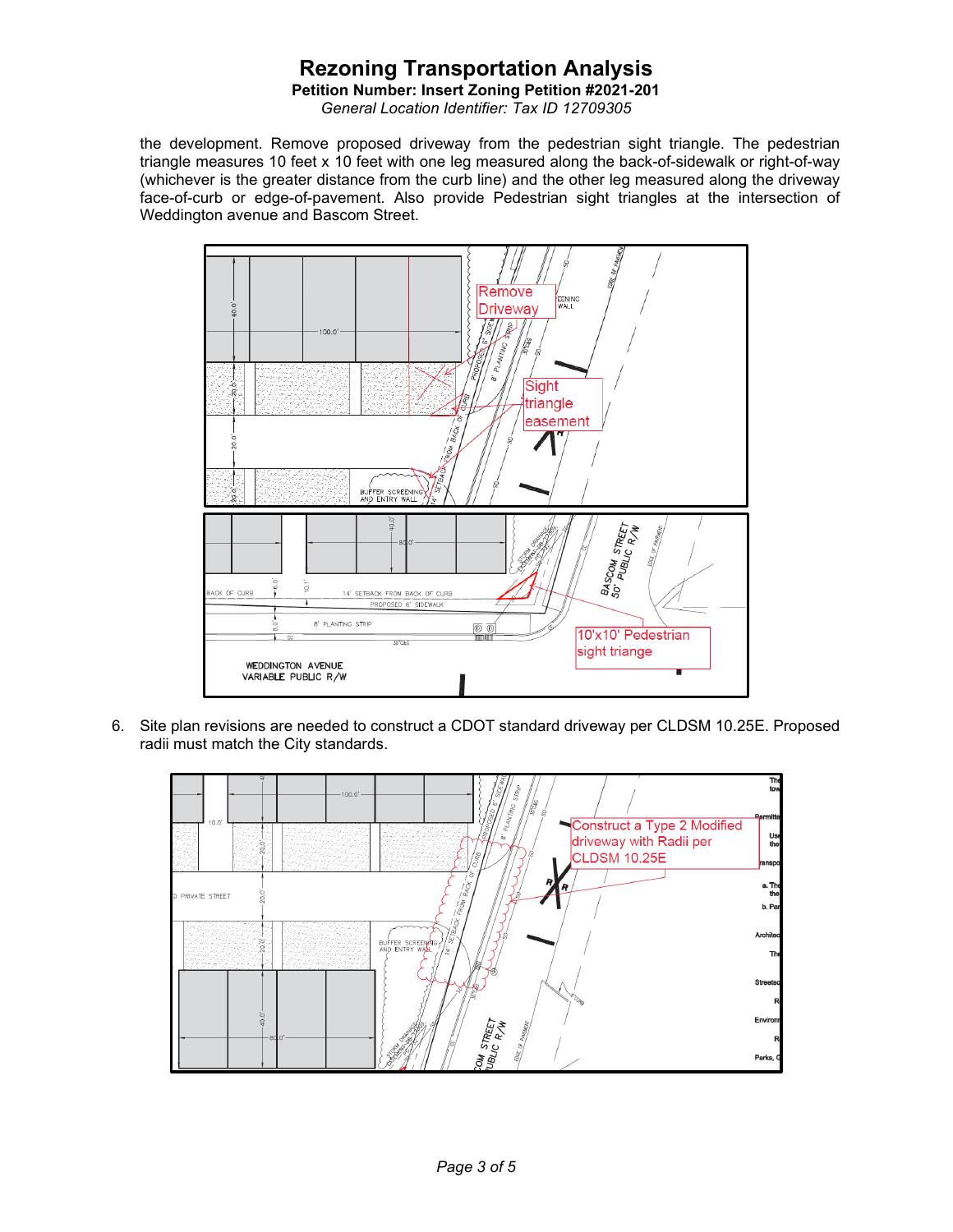the development. Remove proposed driveway from the pedestrian sight triangle. The pedestrian triangle measures 10 feet x 10 feet with one leg measured along the back-of-sidewalk or right-of-way (whichever is the greater distance from the curb line) and the other leg measured along the driveway face-of-curb or edge-of-pavement. Also provide Pedestrian sight triangles at the intersection of Weddington avenue and Bascom Street.

6. Site plan revisions are needed to construct a CDOT standard driveway per CLDSM 10.25E. Proposed radii must match the City standards.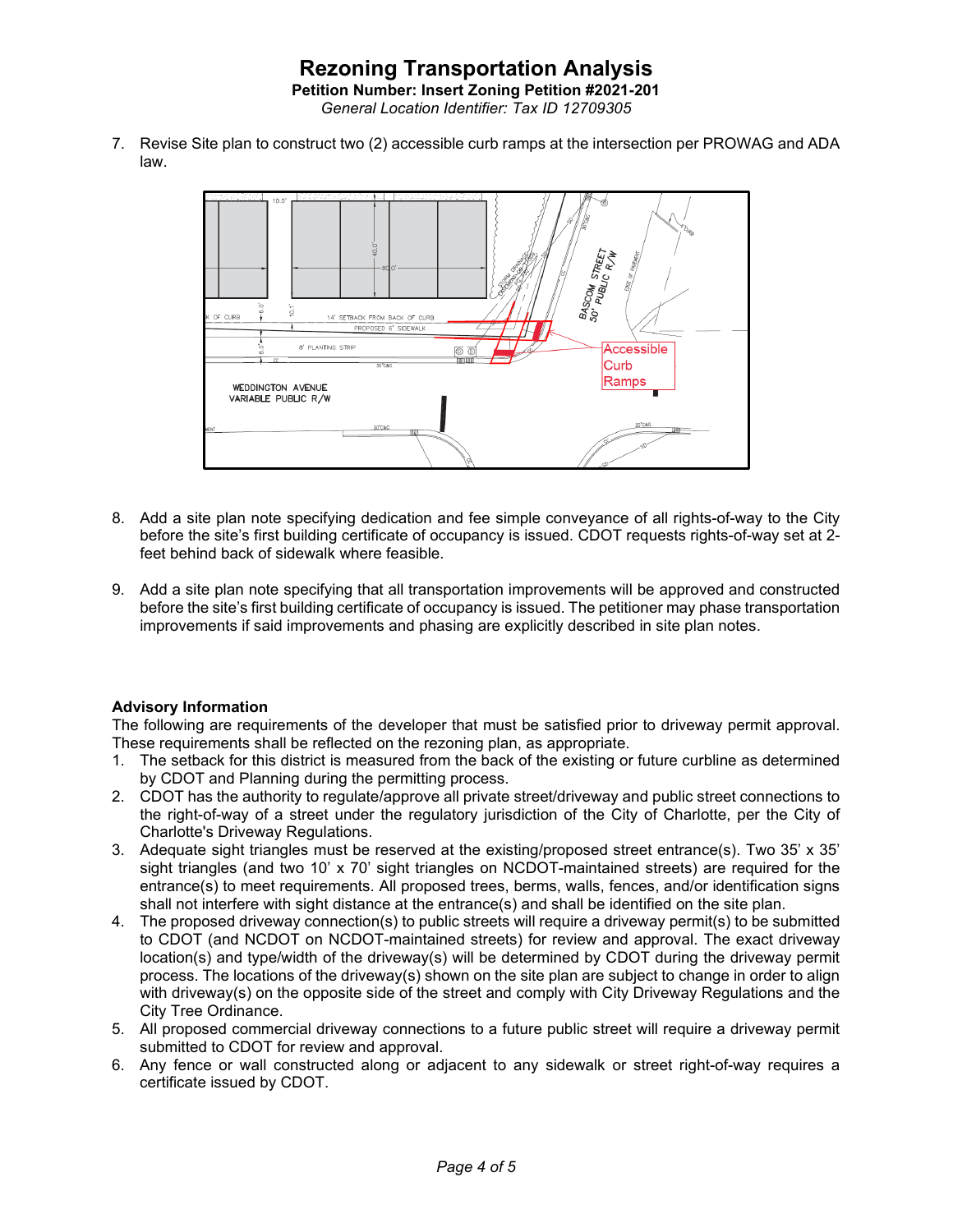# Rezoning Transportation Analysis

**Petition Number: Insert Zoning Petition #2021-201**

*General Location Identifier: Tax ID 12709305*

7. Revise Site plan to construct two (2) accessible curb ramps at the intersection per PROWAG and ADA law.

8. Add a site plan note specifying dedication and fee simple conveyance of all rights-of-way to the City before the site's first building certificate of occupancy is issued. CDOT requests rights-of-way set at 2-feet behind back of sidewalk where feasible.

9. Add a site plan note specifying that all transportation improvements will be approved and constructed before the site's first building certificate of occupancy is issued. The petitioner may phase transportation improvements if said improvements and phasing are explicitly described in site plan notes.

**Advisory Information**

The following are requirements of the developer that must be satisfied prior to driveway permit approval. These requirements shall be reflected on the rezoning plan, as appropriate.

1. The setback for this district is measured from the back of the existing or future curbline as determined by CDOT and Planning during the permitting process.
2. CDOT has the authority to regulate/approve all private street/driveway and public street connections to the right-of-way of a street under the regulatory jurisdiction of the City of Charlotte, per the City of Charlotte's Driveway Regulations.
3. Adequate sight triangles must be reserved at the existing/proposed street entrance(s). Two 35' x 35' sight triangles (and two 10' x 70' sight triangles on NCDOT-maintained streets) are required for the entrance(s) to meet requirements. All proposed trees, berms, walls, fences, and/or identification signs shall not interfere with sight distance at the entrance(s) and shall be identified on the site plan.
4. The proposed driveway connection(s) to public streets will require a driveway permit(s) to be submitted to CDOT (and NCDOT on NCDOT-maintained streets) for review and approval. The exact driveway location(s) and type/width of the driveway(s) will be determined by CDOT during the driveway permit process. The locations of the driveway(s) shown on the site plan are subject to change in order to align with driveway(s) on the opposite side of the street and comply with City Driveway Regulations and the City Tree Ordinance.
5. All proposed commercial driveway connections to a future public street will require a driveway permit submitted to CDOT for review and approval.
6. Any fence or wall constructed along or adjacent to any sidewalk or street right-of-way requires a certificate issued by CDOT.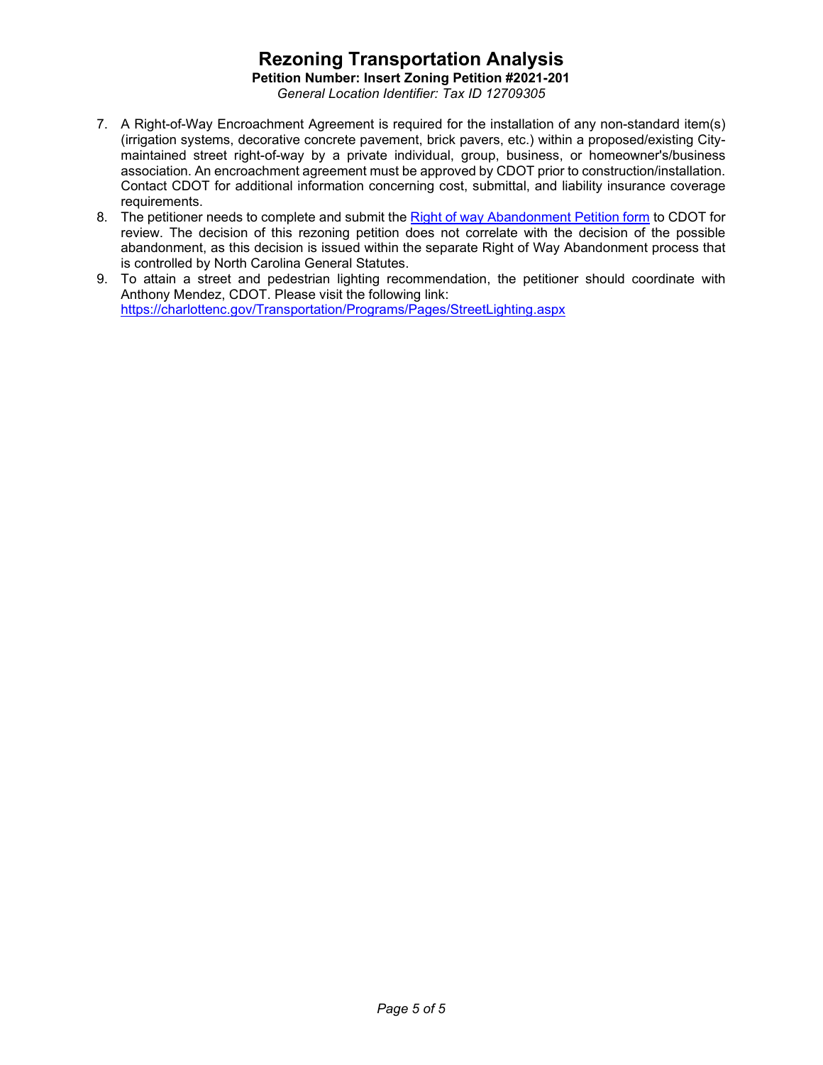7. A Right-of-Way Encroachment Agreement is required for the installation of any non-standard item(s) (irrigation systems, decorative concrete pavement, brick pavers, etc.) within a proposed/existing City-maintained street right-of-way by a private individual, group, business, or homeowner's/business association. An encroachment agreement must be approved by CDOT prior to construction/installation. Contact CDOT for additional information concerning cost, submittal, and liability insurance coverage requirements.
8. The petitioner needs to complete and submit the Right of way Abandonment Petition form to CDOT for review. The decision of this rezoning petition does not correlate with the decision of the possible abandonment, as this decision is issued within the separate Right of Way Abandonment process that is controlled by North Carolina General Statutes.
9. To attain a street and pedestrian lighting recommendation, the petitioner should coordinate with Anthony Mendez, CDOT. Please visit the following link: https://charlottenc.gov/Transportation/Programs/Pages/StreetLighting.aspx